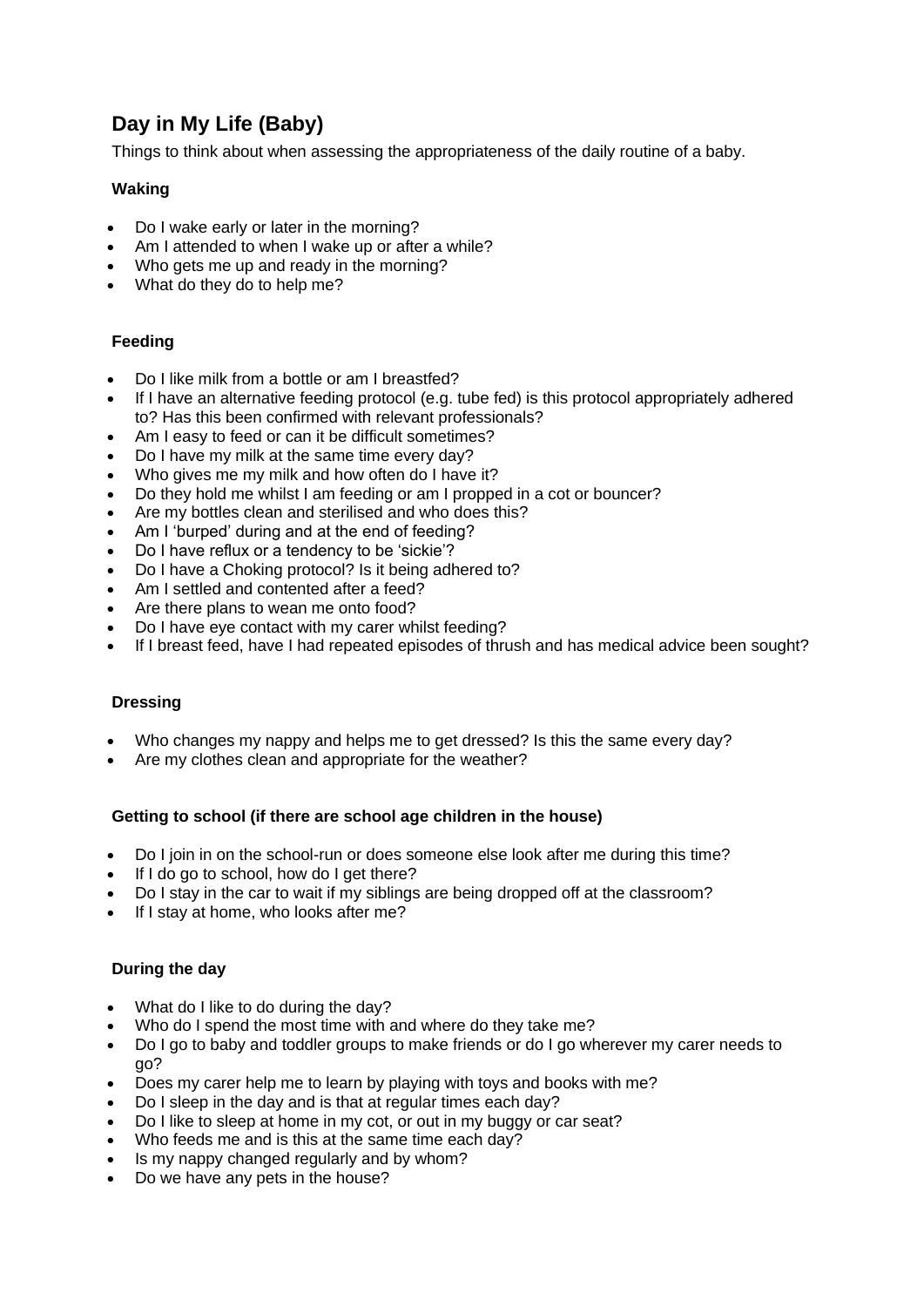# Day in My Life (Baby)

Things to think about when assessing the appropriateness of the daily routine of a baby.

### Waking

- Do I wake early or later in the morning?
- Am I attended to when I wake up or after a while?
- Who gets me up and ready in the morning?
- What do they do to help me?

### Feeding

- Do I like milk from a bottle or am I breastfed?
- If I have an alternative feeding protocol (e.g. tube fed) is this protocol appropriately adhered to? Has this been confirmed with relevant professionals?
- Am I easy to feed or can it be difficult sometimes?
- Do I have my milk at the same time every day?
- Who gives me my milk and how often do I have it?
- Do they hold me whilst I am feeding or am I propped in a cot or bouncer?
- Are my bottles clean and sterilised and who does this?
- Am I 'burped' during and at the end of feeding?
- Do I have reflux or a tendency to be 'sickie'?
- Do I have a Choking protocol? Is it being adhered to?
- Am I settled and contented after a feed?
- Are there plans to wean me onto food?
- Do I have eye contact with my carer whilst feeding?
- If I breast feed, have I had repeated episodes of thrush and has medical advice been sought?

### Dressing

- Who changes my nappy and helps me to get dressed? Is this the same every day?
- Are my clothes clean and appropriate for the weather?

### Getting to school (if there are school age children in the house)

- Do I join in on the school-run or does someone else look after me during this time?
- If I do go to school, how do I get there?
- Do I stay in the car to wait if my siblings are being dropped off at the classroom?
- If I stay at home, who looks after me?

### During the day

- What do I like to do during the day?
- Who do I spend the most time with and where do they take me?
- Do I go to baby and toddler groups to make friends or do I go wherever my carer needs to go?
- Does my carer help me to learn by playing with toys and books with me?
- Do I sleep in the day and is that at regular times each day?
- Do I like to sleep at home in my cot, or out in my buggy or car seat?
- Who feeds me and is this at the same time each day?
- Is my nappy changed regularly and by whom?
- Do we have any pets in the house?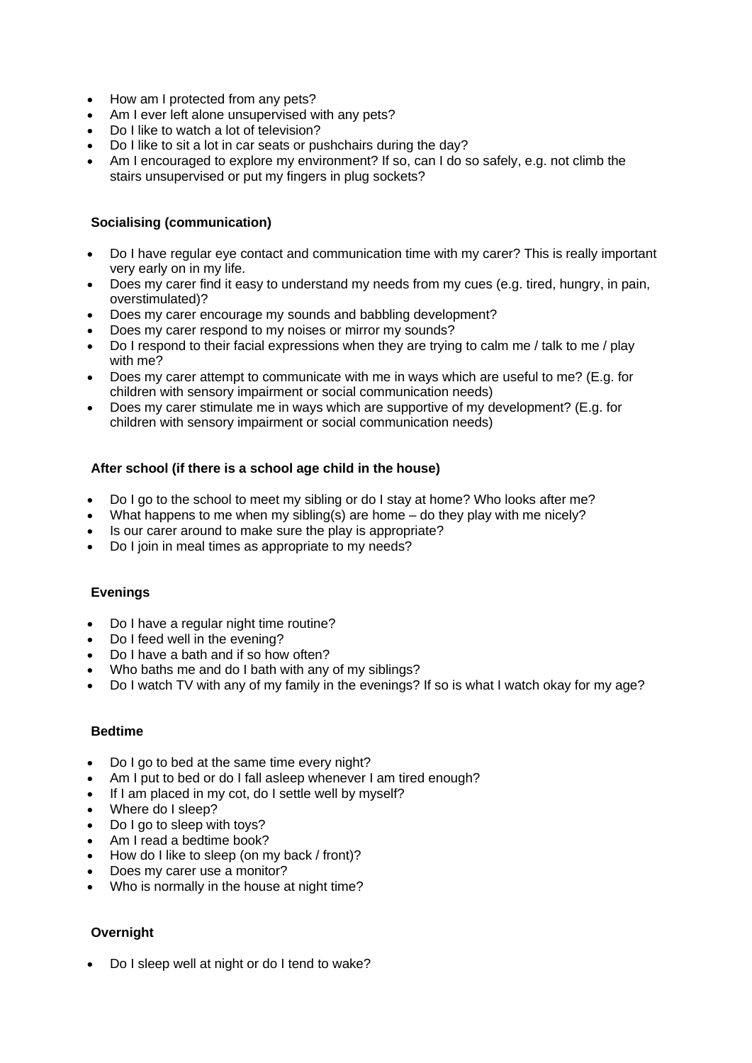- How am I protected from any pets?
- Am I ever left alone unsupervised with any pets?
- Do I like to watch a lot of television?
- Do I like to sit a lot in car seats or pushchairs during the day?
- Am I encouraged to explore my environment? If so, can I do so safely, e.g. not climb the stairs unsupervised or put my fingers in plug sockets?

**Socialising (communication)**

- Do I have regular eye contact and communication time with my carer? This is really important very early on in my life.
- Does my carer find it easy to understand my needs from my cues (e.g. tired, hungry, in pain, overstimulated)?
- Does my carer encourage my sounds and babbling development?
- Does my carer respond to my noises or mirror my sounds?
- Do I respond to their facial expressions when they are trying to calm me / talk to me / play with me?
- Does my carer attempt to communicate with me in ways which are useful to me? (E.g. for children with sensory impairment or social communication needs)
- Does my carer stimulate me in ways which are supportive of my development? (E.g. for children with sensory impairment or social communication needs)

**After school (if there is a school age child in the house)**

- Do I go to the school to meet my sibling or do I stay at home? Who looks after me?
- What happens to me when my sibling(s) are home – do they play with me nicely?
- Is our carer around to make sure the play is appropriate?
- Do I join in meal times as appropriate to my needs?

**Evenings**

- Do I have a regular night time routine?
- Do I feed well in the evening?
- Do I have a bath and if so how often?
- Who baths me and do I bath with any of my siblings?
- Do I watch TV with any of my family in the evenings? If so is what I watch okay for my age?

**Bedtime**

- Do I go to bed at the same time every night?
- Am I put to bed or do I fall asleep whenever I am tired enough?
- If I am placed in my cot, do I settle well by myself?
- Where do I sleep?
- Do I go to sleep with toys?
- Am I read a bedtime book?
- How do I like to sleep (on my back / front)?
- Does my carer use a monitor?
- Who is normally in the house at night time?

**Overnight**

- Do I sleep well at night or do I tend to wake?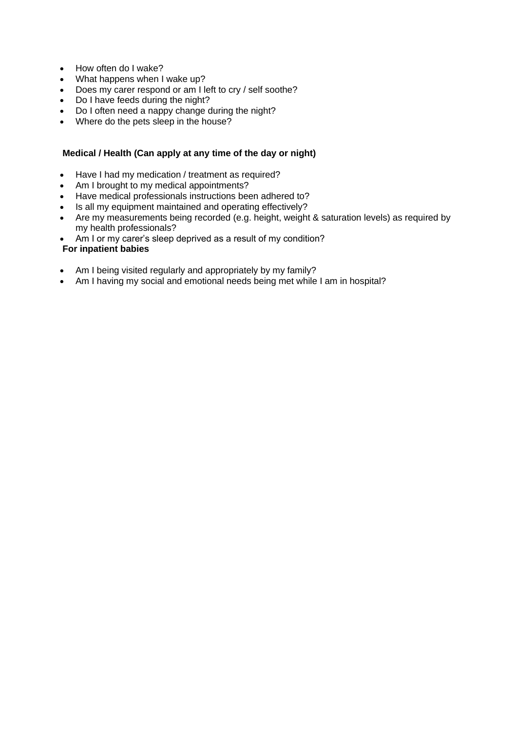- How often do I wake?
- What happens when I wake up?
- Does my carer respond or am I left to cry / self soothe?
- Do I have feeds during the night?
- Do I often need a nappy change during the night?
- Where do the pets sleep in the house?

**Medical / Health (Can apply at any time of the day or night)**

- Have I had my medication / treatment as required?
- Am I brought to my medical appointments?
- Have medical professionals instructions been adhered to?
- Is all my equipment maintained and operating effectively?
- Are my measurements being recorded (e.g. height, weight & saturation levels) as required by my health professionals?
- Am I or my carer's sleep deprived as a result of my condition?

**For inpatient babies**

- Am I being visited regularly and appropriately by my family?
- Am I having my social and emotional needs being met while I am in hospital?